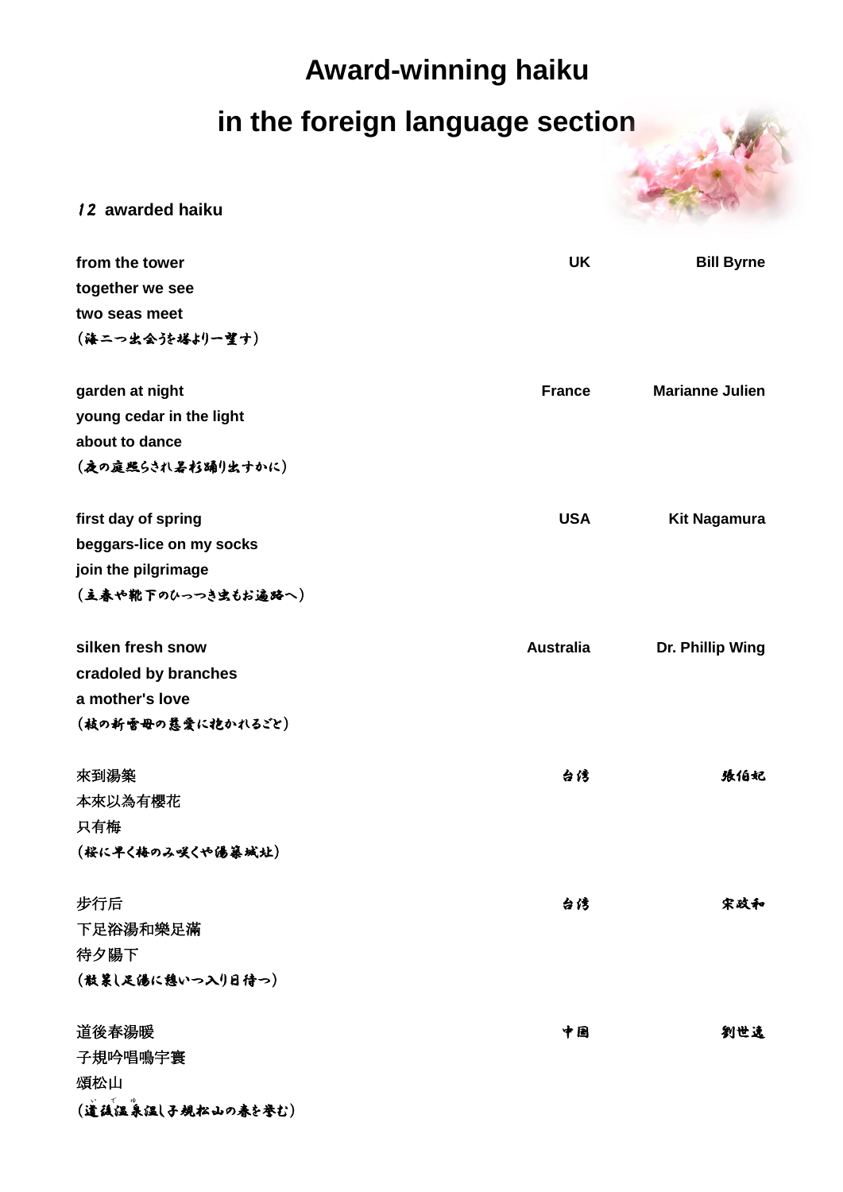# Award-winning haiku in the foreign language section

**12 awarded haiku**

**from the tower**
**together we see**
**two seas meet**
（海二つ出会うを塔より一望す）

**UK** **Bill Byrne**

**garden at night**
**young cedar in the light**
**about to dance**
（夜の庭照らされ若杉踊り出すかに）

**France** **Marianne Julien**

**first day of spring**
**beggars-lice on my socks**
**join the pilgrimage**
（立春や靴下のひっつき虫もお遍路へ）

**USA** **Kit Nagamura**

**silken fresh snow**
**cradoled by branches**
**a mother's love**
（枝の新雪母の慈愛に抱かれるごと）

**Australia** **Dr. Phillip Wing**

來到湯築
本來以為有櫻花
只有梅
（桜に早く梅のみ咲くや湯築城址）

台湾 張伯紀

步行后
下足浴湯和樂足滿
待夕陽下
（散策し足湯に憩いつ入り日待つ）

台湾 宋政和

道後春湯暖
子規吟唱鳴宇寰
頌松山
（道後温泉温し子規松山の春を誉む）

中国 劉世遠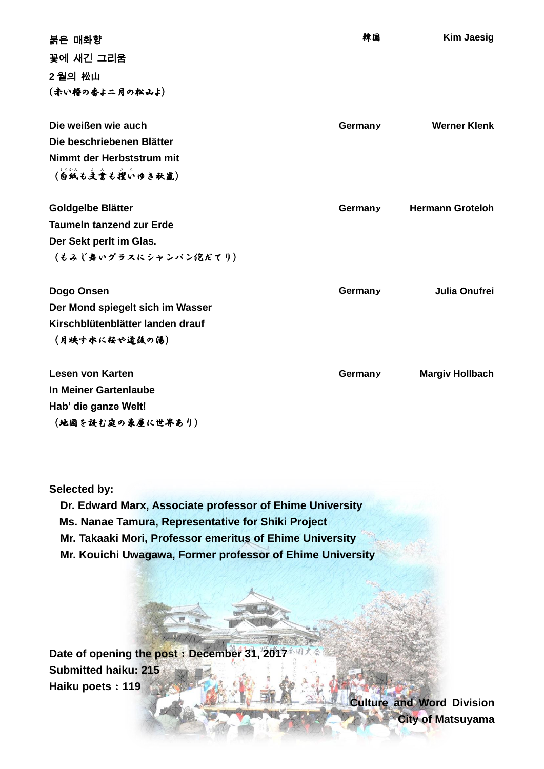붉은 매화향
꽃에 새긴 그리움
2 월의 松山
(赤い椿の香よ二月の松山よ)

韓国 Kim Jaesig

Die weißen wie auch
Die beschriebenen Blätter
Nimmt der Herbststrum mit
(白紙も文書も攫いゆき秋嵐)

Germany Werner Klenk

Goldgelbe Blätter
Taumeln tanzend zur Erde
Der Sekt perlt im Glas.
(もみじ舞いグラスにシャンパン泡だてり)

Germany Hermann Groteloh

Dogo Onsen
Der Mond spiegelt sich im Wasser
Kirschblütenblätter landen drauf
(月映す水に桜や道後の湯)

Germany Julia Onufrei

Lesen von Karten
In Meiner Gartenlaube
Hab' die ganze Welt!
(地図を読む庭の東屋に世界あり)

Germany Margiv Hollbach

**Selected by:**

Dr. Edward Marx, Associate professor of Ehime University
Ms. Nanae Tamura, Representative for Shiki Project
Mr. Takaaki Mori, Professor emeritus of Ehime University
Mr. Kouichi Uwagawa, Former professor of Ehime University

**Date of opening the post：December 31, 2017**
**Submitted haiku: 215**
**Haiku poets：119**

**Culture and Word Division**
**City of Matsuyama**